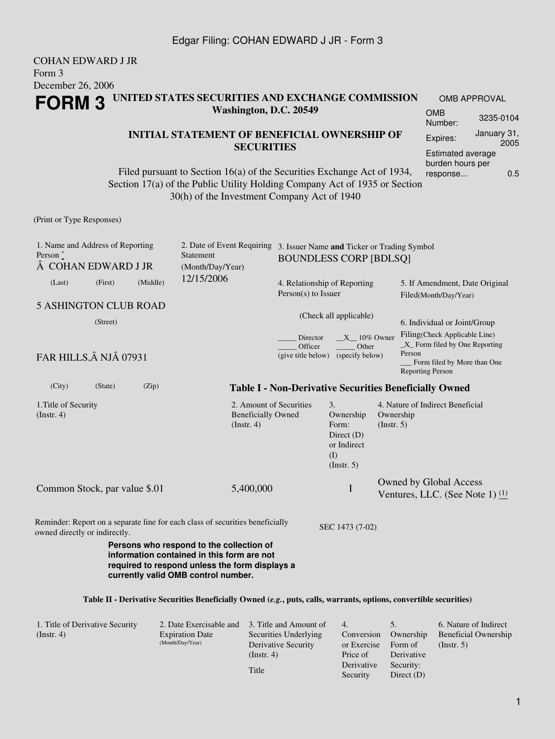COHAN EDWARD J JR
Form 3
December 26, 2006

# FORM 3

**UNITED STATES SECURITIES AND EXCHANGE COMMISSION**
**Washington, D.C. 20549**

**INITIAL STATEMENT OF BENEFICIAL OWNERSHIP OF SECURITIES**

Filed pursuant to Section 16(a) of the Securities Exchange Act of 1934, Section 17(a) of the Public Utility Holding Company Act of 1935 or Section 30(h) of the Investment Company Act of 1940

| OMB APPROVAL | |
|---|---|
| OMB Number: | 3235-0104 |
| Expires: | January 31, 2005 |
| Estimated average burden hours per response... | 0.5 |

(Print or Type Responses)

| 1. Name and Address of Reporting Person * | 2. Date of Event Requiring Statement (Month/Day/Year) | 3. Issuer Name **and** Ticker or Trading Symbol |
|---|---|---|
| Â COHAN EDWARD J JR (Last) (First) (Middle) | 12/15/2006 | BOUNDLESS CORP [BDLSQ] |
| 5 ASHINGTON CLUB ROAD (Street) | | 4. Relationship of Reporting Person(s) to Issuer (Check all applicable) _____ Director __X__ 10% Owner _____ Officer (give title below) _____ Other (specify below) |
| FAR HILLS,Â NJÂ 07931 (City) (State) (Zip) | | 5. If Amendment, Date Original Filed(Month/Day/Year) |
| | | 6. Individual or Joint/Group Filing(Check Applicable Line) _X_ Form filed by One Reporting Person ___ Form filed by More than One Reporting Person |

**Table I - Non-Derivative Securities Beneficially Owned**

| 1.Title of Security (Instr. 4) | 2. Amount of Securities Beneficially Owned (Instr. 4) | 3. Ownership Form: Direct (D) or Indirect (I) (Instr. 5) | 4. Nature of Indirect Beneficial Ownership (Instr. 5) |
|---|---|---|---|
| Common Stock, par value $.01 | 5,400,000 | I | Owned by Global Access Ventures, LLC. (See Note 1) (1) |

Reminder: Report on a separate line for each class of securities beneficially owned directly or indirectly.

SEC 1473 (7-02)

**Persons who respond to the collection of information contained in this form are not required to respond unless the form displays a currently valid OMB control number.**

**Table II - Derivative Securities Beneficially Owned (*e.g.*, puts, calls, warrants, options, convertible securities)**

| 1. Title of Derivative Security (Instr. 4) | 2. Date Exercisable and Expiration Date (Month/Day/Year) | 3. Title and Amount of Securities Underlying Derivative Security (Instr. 4) Title | 4. Conversion or Exercise Price of Derivative Security | 5. Ownership Form of Derivative Security: Direct (D) | 6. Nature of Indirect Beneficial Ownership (Instr. 5) |
|---|---|---|---|---|---|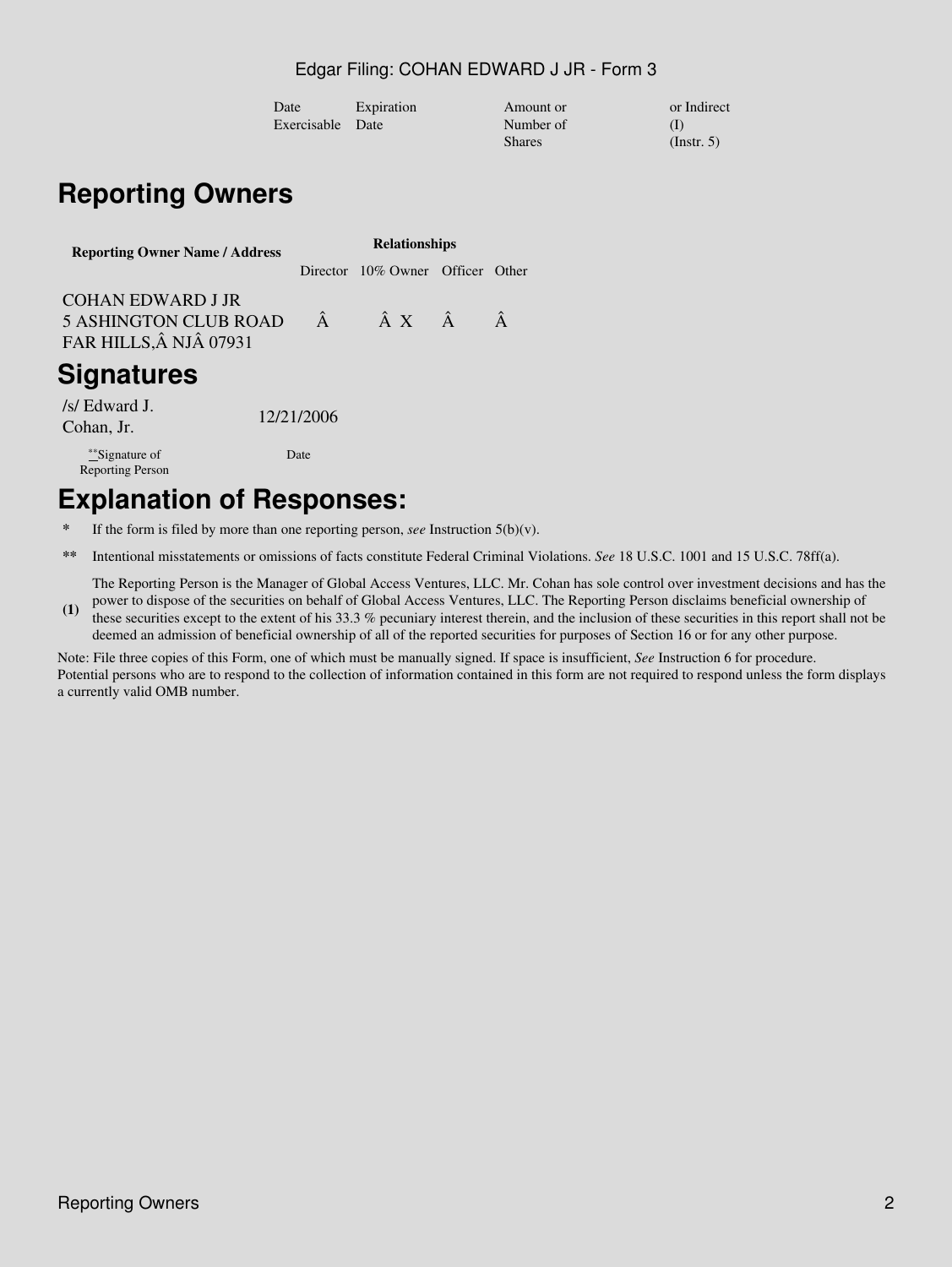| Date Exercisable | Expiration Date | Amount or Number of Shares | or Indirect (I) (Instr. 5) |
|---|---|---|---|

# Reporting Owners

| Reporting Owner Name / Address | Relationships | | | |
|---|---|---|---|---|
| | Director | 10% Owner | Officer | Other |
| COHAN EDWARD J JR<br>5 ASHINGTON CLUB ROAD<br>FAR HILLS, NJ 07931 | | X | | |

# Signatures

| /s/ Edward J. Cohan, Jr. | 12/21/2006 |
|---|---|
| **Signature of Reporting Person | Date |

# Explanation of Responses:

* If the form is filed by more than one reporting person, *see* Instruction 5(b)(v).

** Intentional misstatements or omissions of facts constitute Federal Criminal Violations. *See* 18 U.S.C. 1001 and 15 U.S.C. 78ff(a).

**(1)** The Reporting Person is the Manager of Global Access Ventures, LLC. Mr. Cohan has sole control over investment decisions and has the power to dispose of the securities on behalf of Global Access Ventures, LLC. The Reporting Person disclaims beneficial ownership of these securities except to the extent of his 33.3 % pecuniary interest therein, and the inclusion of these securities in this report shall not be deemed an admission of beneficial ownership of all of the reported securities for purposes of Section 16 or for any other purpose.

Note: File three copies of this Form, one of which must be manually signed. If space is insufficient, *See* Instruction 6 for procedure.
Potential persons who are to respond to the collection of information contained in this form are not required to respond unless the form displays a currently valid OMB number.